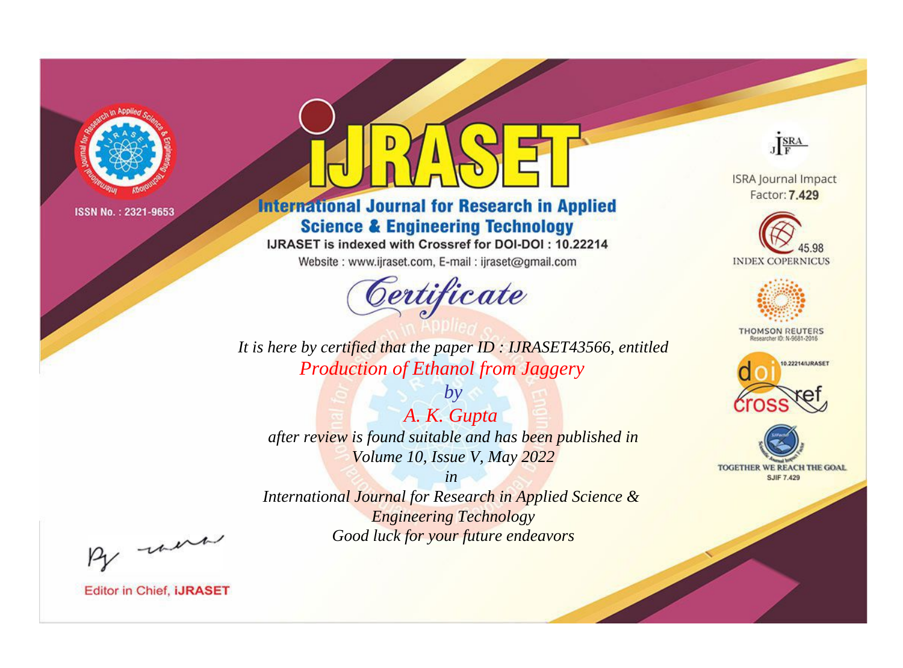ISSN No. : 2321-9653

# iJRASET

## International Journal for Research in Applied Science & Engineering Technology

IJRASET is indexed with Crossref for DOI-DOI : 10.22214

Website : www.ijraset.com, E-mail : ijraset@gmail.com

ISRA Journal Impact Factor: **7.429**

45.98 INDEX COPERNICUS

THOMSON REUTERS Researcher ID: N-9681-2016

10.22214/IJRASET

TOGETHER WE REACH THE GOAL SJIF 7.429

# *Certificate*

*It is here by certified that the paper ID : IJRASET43566, entitled*

*Production of Ethanol from Jaggery*

*by*

*A. K. Gupta*

*after review is found suitable and has been published in*

*Volume 10, Issue V, May 2022*

*in*

*International Journal for Research in Applied Science & Engineering Technology*

*Good luck for your future endeavors*

Editor in Chief, **iJRASET**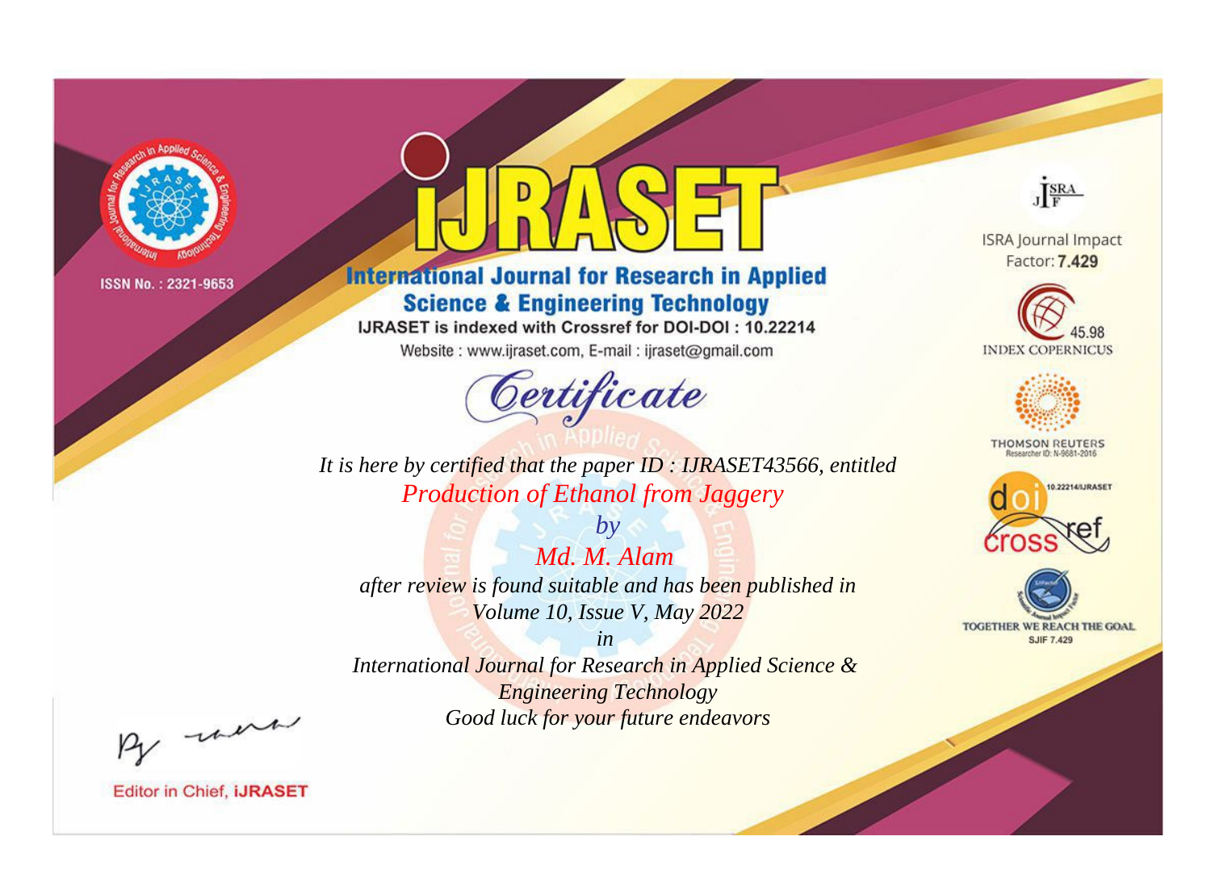ISSN No. : 2321-9653

# iJRASET

## International Journal for Research in Applied Science & Engineering Technology

IJRASET is indexed with Crossref for DOI-DOI : 10.22214

Website : www.ijraset.com, E-mail : ijraset@gmail.com

*Certificate*

*It is here by certified that the paper ID : IJRASET43566, entitled*

*Production of Ethanol from Jaggery*

*by*

*Md. M. Alam*

*after review is found suitable and has been published in*

*Volume 10, Issue V, May 2022*

*in*

*International Journal for Research in Applied Science & Engineering Technology*

*Good luck for your future endeavors*

ISRA Journal Impact Factor: **7.429**

45.98 INDEX COPERNICUS

THOMSON REUTERS Researcher ID: N-9681-2016

10.22214/IJRASET

TOGETHER WE REACH THE GOAL SJIF 7.429

Editor in Chief, **iJRASET**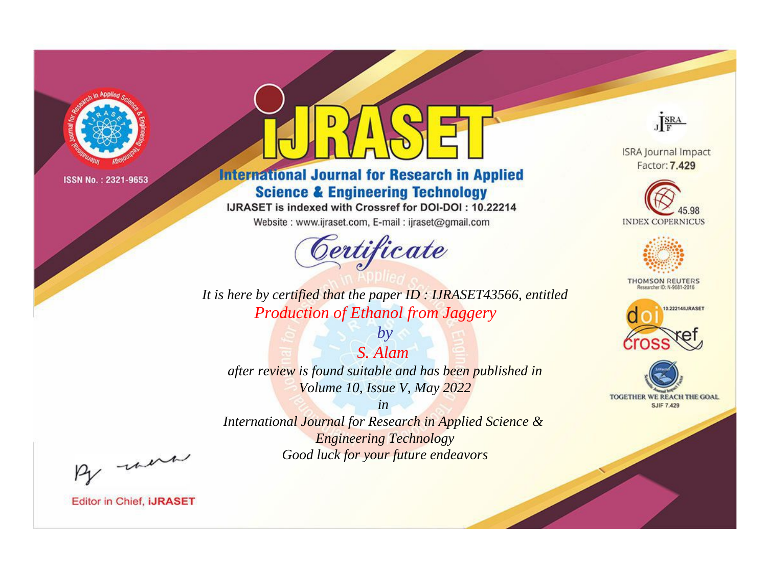ISSN No. : 2321-9653

# iJRASET

## International Journal for Research in Applied Science & Engineering Technology

IJRASET is indexed with Crossref for DOI-DOI : 10.22214

Website : www.ijraset.com, E-mail : ijraset@gmail.com

ISRA Journal Impact Factor: **7.429**

45.98 INDEX COPERNICUS

THOMSON REUTERS Researcher ID: N-9681-2016

10.22214/IJRASET

TOGETHER WE REACH THE GOAL SJIF 7.429

*Certificate*

*It is here by certified that the paper ID : IJRASET43566, entitled*

*Production of Ethanol from Jaggery*

*by*

*S. Alam*

*after review is found suitable and has been published in*

*Volume 10, Issue V, May 2022*

*in*

*International Journal for Research in Applied Science & Engineering Technology*

*Good luck for your future endeavors*

Editor in Chief, **iJRASET**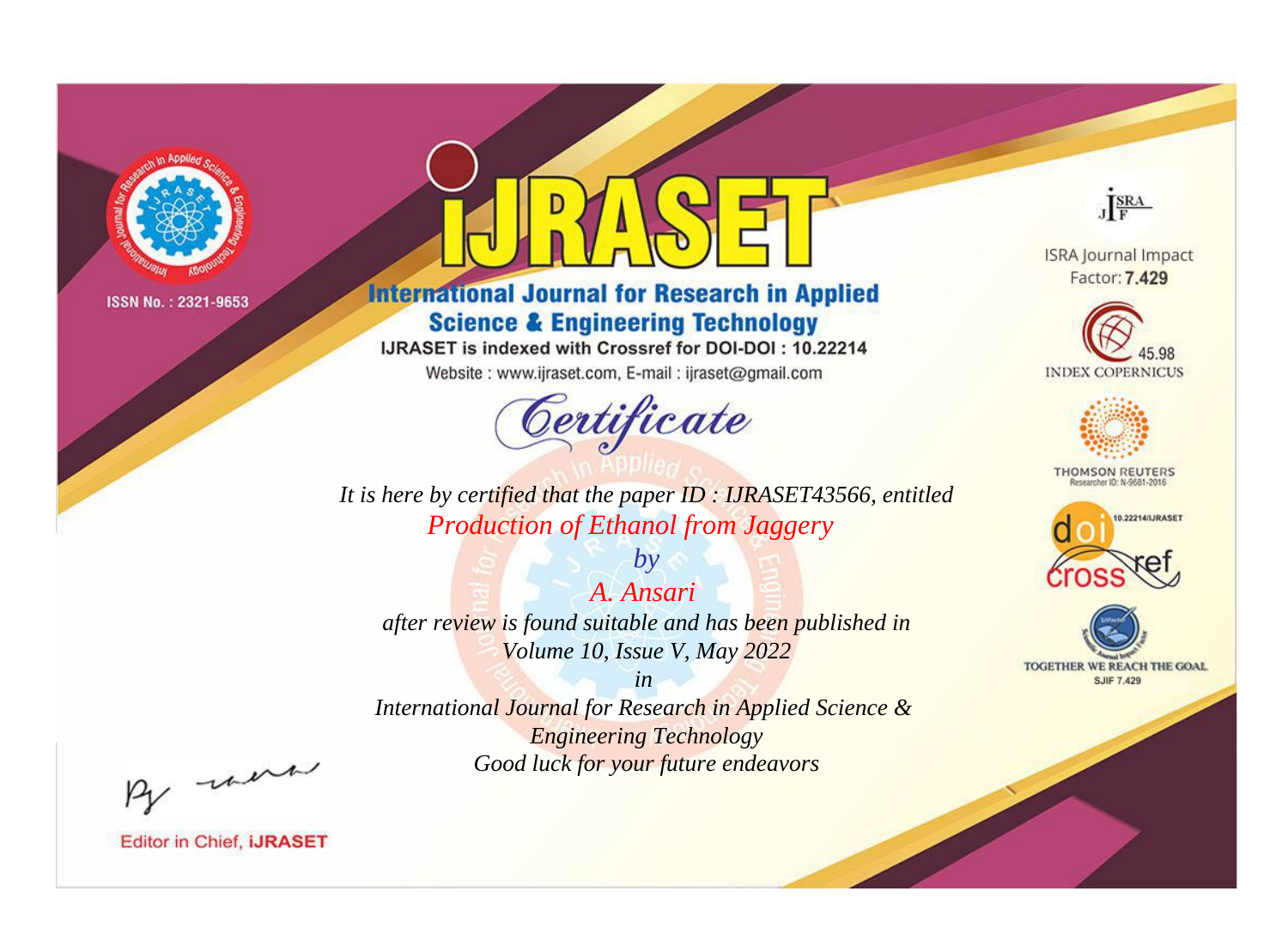ISSN No. : 2321-9653

# iJRASET

**International Journal for Research in Applied Science & Engineering Technology**

IJRASET is indexed with Crossref for DOI-DOI : 10.22214

Website : www.ijraset.com, E-mail : ijraset@gmail.com

ISRA Journal Impact Factor: **7.429**

45.98 INDEX COPERNICUS

THOMSON REUTERS Researcher ID: N-9681-2016

10.22214/IJRASET

TOGETHER WE REACH THE GOAL SJIF 7.429

## *Certificate*

*It is here by certified that the paper ID : IJRASET43566, entitled*

*Production of Ethanol from Jaggery*

*by*

*A. Ansari*

*after review is found suitable and has been published in*

*Volume 10, Issue V, May 2022*

*in*

*International Journal for Research in Applied Science & Engineering Technology*

*Good luck for your future endeavors*

Editor in Chief, **iJRASET**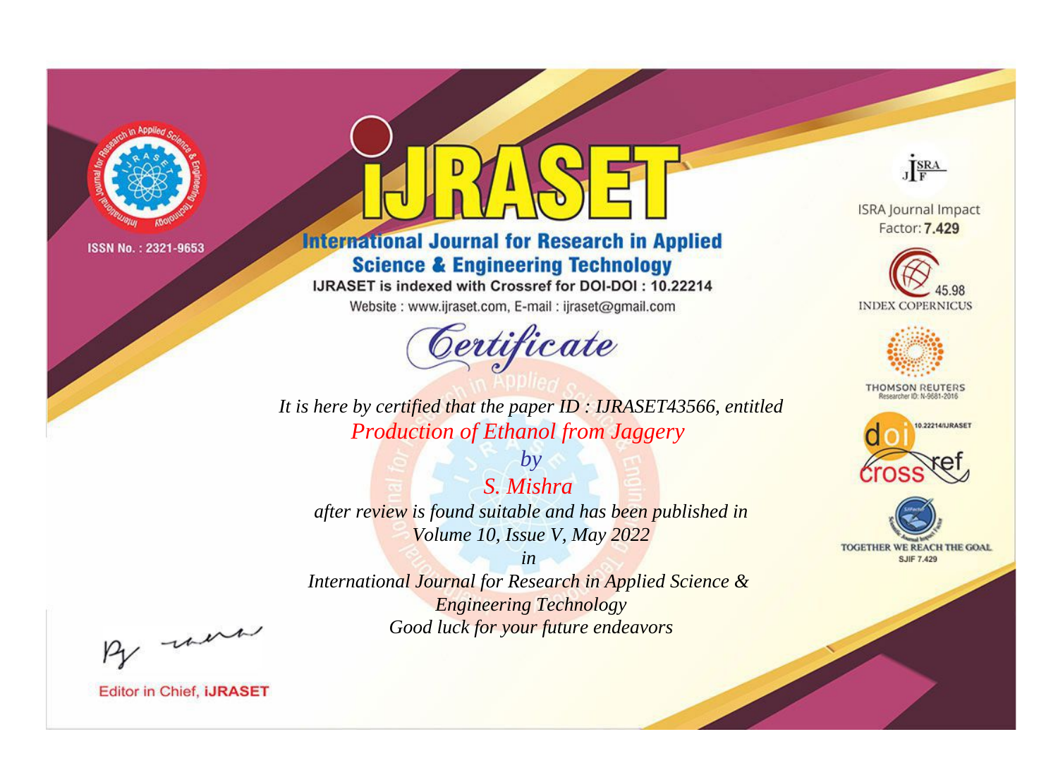ISSN No. : 2321-9653

# iJRASET

## International Journal for Research in Applied Science & Engineering Technology

IJRASET is indexed with Crossref for DOI-DOI : 10.22214

Website : www.ijraset.com, E-mail : ijraset@gmail.com

ISRA Journal Impact Factor: **7.429**

45.98 INDEX COPERNICUS

THOMSON REUTERS Researcher ID: N-9681-2016

10.22214/IJRASET

TOGETHER WE REACH THE GOAL SJIF 7.429

# *Certificate*

*It is here by certified that the paper ID : IJRASET43566, entitled*

*Production of Ethanol from Jaggery*

*by*

*S. Mishra*

*after review is found suitable and has been published in*

*Volume 10, Issue V, May 2022*

*in*

*International Journal for Research in Applied Science & Engineering Technology*

*Good luck for your future endeavors*

Editor in Chief, **iJRASET**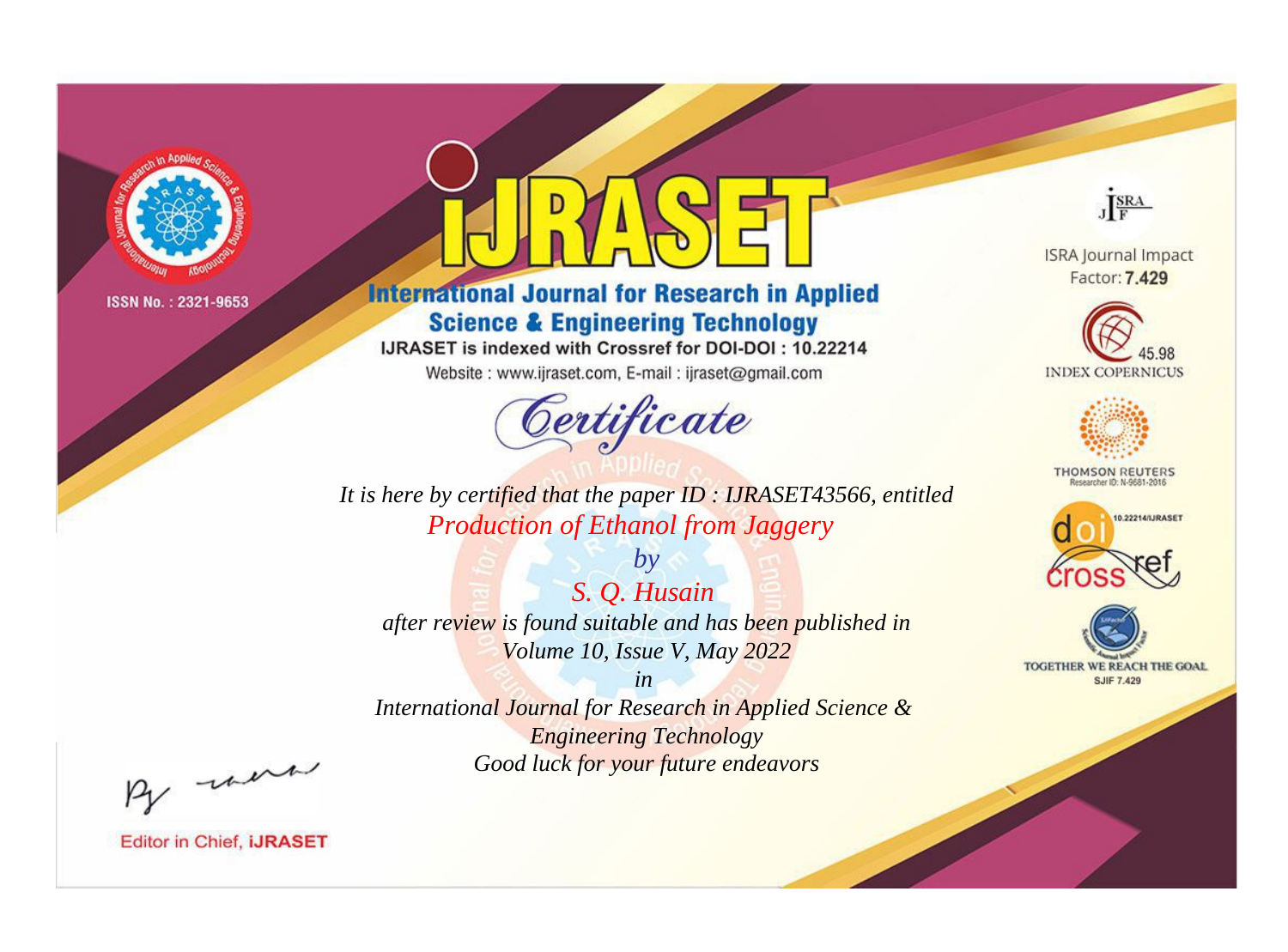ISSN No. : 2321-9653

# IJRASET

## International Journal for Research in Applied Science & Engineering Technology

IJRASET is indexed with Crossref for DOI-DOI : 10.22214

Website : www.ijraset.com, E-mail : ijraset@gmail.com

*Certificate*

*It is here by certified that the paper ID : IJRASET43566, entitled*

*Production of Ethanol from Jaggery*

*by*

*S. Q. Husain*

*after review is found suitable and has been published in*

*Volume 10, Issue V, May 2022*

*in*

*International Journal for Research in Applied Science & Engineering Technology*

*Good luck for your future endeavors*

ISRA Journal Impact Factor: **7.429**

45.98 INDEX COPERNICUS

THOMSON REUTERS Researcher ID: N-9681-2016

10.22214/IJRASET

TOGETHER WE REACH THE GOAL SJIF 7.429

Editor in Chief, **iJRASET**